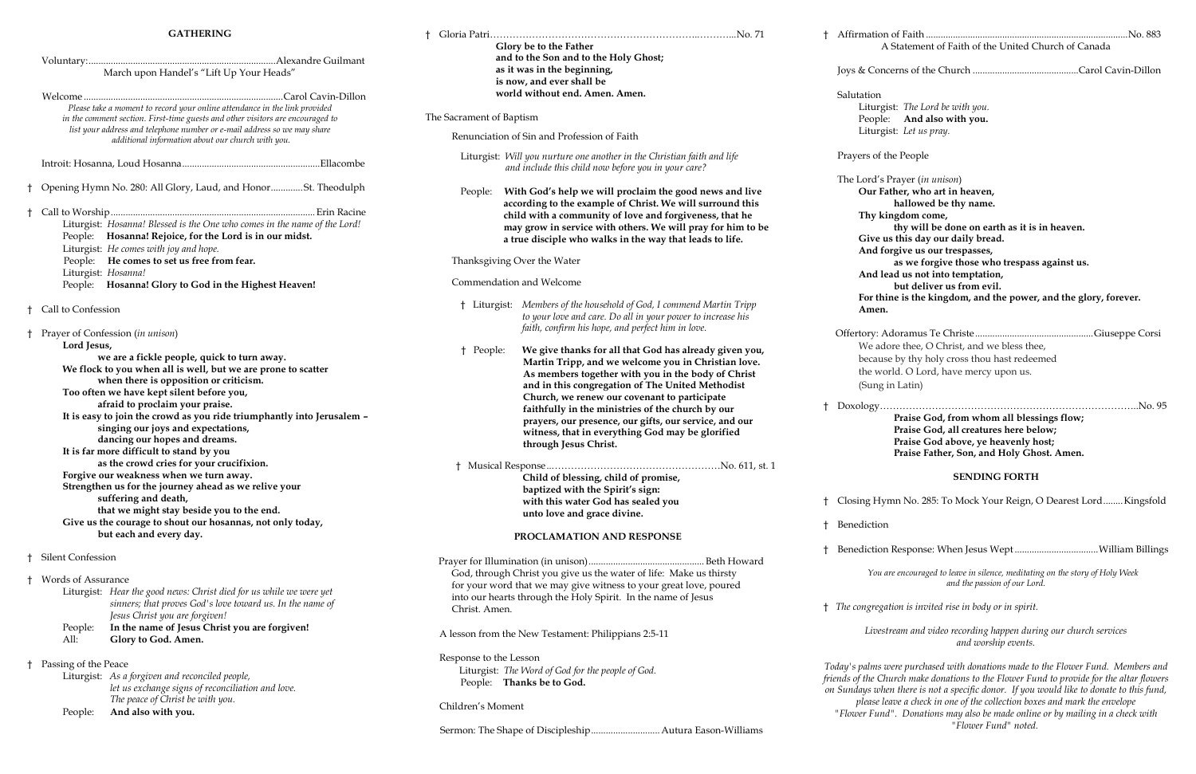## GATHERING

Voluntary: ........................................................................... Alexandre Guilmant
March upon Handel's "Lift Up Your Heads"

Welcome ........................................................................... Carol Cavin-Dillon

*Please take a moment to record your online attendance in the link provided in the comment section. First-time guests and other visitors are encouraged to list your address and telephone number or e-mail address so we may share additional information about our church with you.*

Introit: Hosanna, Loud Hosanna ........................................................ Ellacombe

† Opening Hymn No. 280: All Glory, Laud, and Honor ............. St. Theodulph

† Call to Worship ........................................................................... Erin Racine

Liturgist: *Hosanna! Blessed is the One who comes in the name of the Lord!*
People: **Hosanna! Rejoice, for the Lord is in our midst.**
Liturgist: *He comes with joy and hope.*
People: **He comes to set us free from fear.**
Liturgist: *Hosanna!*
People: **Hosanna! Glory to God in the Highest Heaven!**

† Call to Confession

† Prayer of Confession (*in unison*)

**Lord Jesus,**
**we are a fickle people, quick to turn away.**
**We flock to you when all is well, but we are prone to scatter**
**when there is opposition or criticism.**
**Too often we have kept silent before you,**
**afraid to proclaim your praise.**
**It is easy to join the crowd as you ride triumphantly into Jerusalem –**
**singing our joys and expectations,**
**dancing our hopes and dreams.**
**It is far more difficult to stand by you**
**as the crowd cries for your crucifixion.**
**Forgive our weakness when we turn away.**
**Strengthen us for the journey ahead as we relive your**
**suffering and death,**
**that we might stay beside you to the end.**
**Give us the courage to shout our hosannas, not only today,**
**but each and every day.**

† Silent Confession

† Words of Assurance

Liturgist: *Hear the good news: Christ died for us while we were yet sinners; that proves God's love toward us. In the name of Jesus Christ you are forgiven!*
People: **In the name of Jesus Christ you are forgiven!**
All: **Glory to God. Amen.**

† Passing of the Peace

Liturgist: *As a forgiven and reconciled people, let us exchange signs of reconciliation and love. The peace of Christ be with you.*
People: **And also with you.**

† Gloria Patri ........................................................................... No. 71

**Glory be to the Father**
**and to the Son and to the Holy Ghost;**
**as it was in the beginning,**
**is now, and ever shall be**
**world without end. Amen. Amen.**

The Sacrament of Baptism

Renunciation of Sin and Profession of Faith

Liturgist: *Will you nurture one another in the Christian faith and life and include this child now before you in your care?*

People: **With God's help we will proclaim the good news and live according to the example of Christ. We will surround this child with a community of love and forgiveness, that he may grow in service with others. We will pray for him to be a true disciple who walks in the way that leads to life.**

Thanksgiving Over the Water

Commendation and Welcome

† Liturgist: *Members of the household of God, I commend Martin Tripp to your love and care. Do all in your power to increase his faith, confirm his hope, and perfect him in love.*

† People: **We give thanks for all that God has already given you, Martin Tripp, and we welcome you in Christian love. As members together with you in the body of Christ and in this congregation of The United Methodist Church, we renew our covenant to participate faithfully in the ministries of the church by our prayers, our presence, our gifts, our service, and our witness, that in everything God may be glorified through Jesus Christ.**

† Musical Response ........................................................................... No. 611, st. 1

**Child of blessing, child of promise,**
**baptized with the Spirit's sign:**
**with this water God has sealed you**
**unto love and grace divine.**

## PROCLAMATION AND RESPONSE

Prayer for Illumination (in unison) ........................................ Beth Howard
God, through Christ you give us the water of life: Make us thirsty for your word that we may give witness to your great love, poured into our hearts through the Holy Spirit. In the name of Jesus Christ. Amen.

A lesson from the New Testament: Philippians 2:5-11

Response to the Lesson
Liturgist: *The Word of God for the people of God.*
People: **Thanks be to God.**

Children's Moment

Sermon: The Shape of Discipleship ............................ Autura Eason-Williams

† Affirmation of Faith ........................................................................... No. 883
A Statement of Faith of the United Church of Canada

Joys & Concerns of the Church ........................................... Carol Cavin-Dillon

Salutation
Liturgist: *The Lord be with you.*
People: **And also with you.**
Liturgist: *Let us pray.*

Prayers of the People

The Lord's Prayer (*in unison*)

**Our Father, who art in heaven,**
**hallowed be thy name.**
**Thy kingdom come,**
**thy will be done on earth as it is in heaven.**
**Give us this day our daily bread.**
**And forgive us our trespasses,**
**as we forgive those who trespass against us.**
**And lead us not into temptation,**
**but deliver us from evil.**
**For thine is the kingdom, and the power, and the glory, forever.**
**Amen.**

Offertory: Adoramus Te Christe ............................................... Giuseppe Corsi
We adore thee, O Christ, and we bless thee,
because by thy holy cross thou hast redeemed
the world. O Lord, have mercy upon us.
(Sung in Latin)

† Doxology ........................................................................... No. 95

**Praise God, from whom all blessings flow;**
**Praise God, all creatures here below;**
**Praise God above, ye heavenly host;**
**Praise Father, Son, and Holy Ghost. Amen.**

## SENDING FORTH

† Closing Hymn No. 285: To Mock Your Reign, O Dearest Lord ........ Kingsfold

† Benediction

† Benediction Response: When Jesus Wept .................................. William Billings

*You are encouraged to leave in silence, meditating on the story of Holy Week and the passion of our Lord.*

† *The congregation is invited rise in body or in spirit.*

*Livestream and video recording happen during our church services and worship events.*

*Today's palms were purchased with donations made to the Flower Fund. Members and friends of the Church make donations to the Flower Fund to provide for the altar flowers on Sundays when there is not a specific donor. If you would like to donate to this fund, please leave a check in one of the collection boxes and mark the envelope "Flower Fund". Donations may also be made online or by mailing in a check with "Flower Fund" noted.*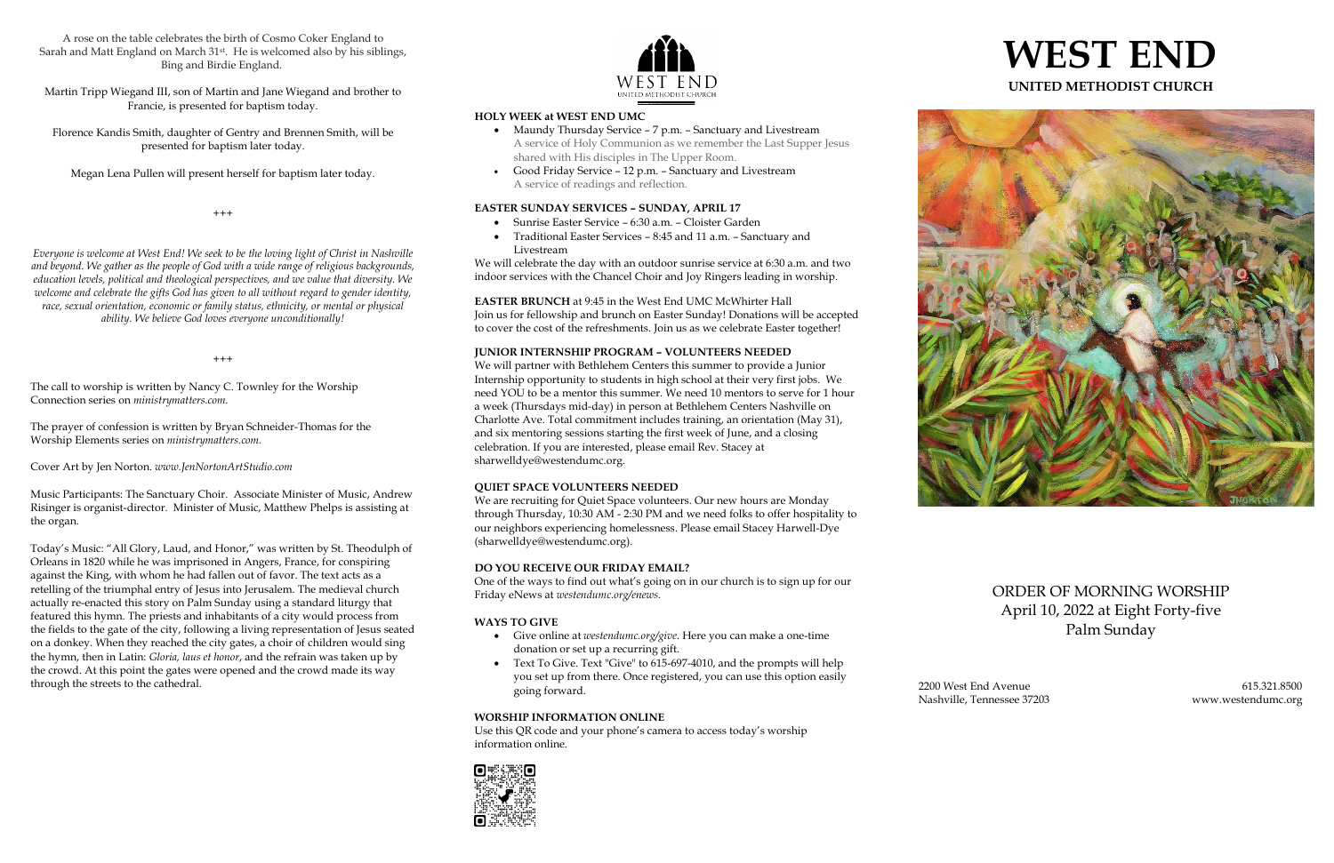A rose on the table celebrates the birth of Cosmo Coker England to Sarah and Matt England on March 31st. He is welcomed also by his siblings, Bing and Birdie England.

Martin Tripp Wiegand III, son of Martin and Jane Wiegand and brother to Francie, is presented for baptism today.

Florence Kandis Smith, daughter of Gentry and Brennen Smith, will be presented for baptism later today.

Megan Lena Pullen will present herself for baptism later today.

+++

*Everyone is welcome at West End! We seek to be the loving light of Christ in Nashville and beyond. We gather as the people of God with a wide range of religious backgrounds, education levels, political and theological perspectives, and we value that diversity. We welcome and celebrate the gifts God has given to all without regard to gender identity, race, sexual orientation, economic or family status, ethnicity, or mental or physical ability. We believe God loves everyone unconditionally!*

+++

The call to worship is written by Nancy C. Townley for the Worship Connection series on *ministrymatters.com.*

The prayer of confession is written by Bryan Schneider-Thomas for the Worship Elements series on *ministrymatters.com.*

Cover Art by Jen Norton. *www.JenNortonArtStudio.com*

Music Participants: The Sanctuary Choir. Associate Minister of Music, Andrew Risinger is organist-director. Minister of Music, Matthew Phelps is assisting at the organ.

Today's Music: "All Glory, Laud, and Honor," was written by St. Theodulph of Orleans in 1820 while he was imprisoned in Angers, France, for conspiring against the King, with whom he had fallen out of favor. The text acts as a retelling of the triumphal entry of Jesus into Jerusalem. The medieval church actually re-enacted this story on Palm Sunday using a standard liturgy that featured this hymn. The priests and inhabitants of a city would process from the fields to the gate of the city, following a living representation of Jesus seated on a donkey. When they reached the city gates, a choir of children would sing the hymn, then in Latin: *Gloria, laus et honor*, and the refrain was taken up by the crowd. At this point the gates were opened and the crowd made its way through the streets to the cathedral.

WEST END
UNITED METHODIST CHURCH

**HOLY WEEK at WEST END UMC**

- Maundy Thursday Service – 7 p.m. – Sanctuary and Livestream
  A service of Holy Communion as we remember the Last Supper Jesus shared with His disciples in The Upper Room.
- Good Friday Service – 12 p.m. – Sanctuary and Livestream
  A service of readings and reflection.

**EASTER SUNDAY SERVICES – SUNDAY, APRIL 17**

- Sunrise Easter Service – 6:30 a.m. – Cloister Garden
- Traditional Easter Services – 8:45 and 11 a.m. – Sanctuary and Livestream

We will celebrate the day with an outdoor sunrise service at 6:30 a.m. and two indoor services with the Chancel Choir and Joy Ringers leading in worship.

**EASTER BRUNCH** at 9:45 in the West End UMC McWhirter Hall
Join us for fellowship and brunch on Easter Sunday! Donations will be accepted to cover the cost of the refreshments. Join us as we celebrate Easter together!

**JUNIOR INTERNSHIP PROGRAM – VOLUNTEERS NEEDED**

We will partner with Bethlehem Centers this summer to provide a Junior Internship opportunity to students in high school at their very first jobs. We need YOU to be a mentor this summer. We need 10 mentors to serve for 1 hour a week (Thursdays mid-day) in person at Bethlehem Centers Nashville on Charlotte Ave. Total commitment includes training, an orientation (May 31), and six mentoring sessions starting the first week of June, and a closing celebration. If you are interested, please email Rev. Stacey at sharwelldye@westendumc.org.

**QUIET SPACE VOLUNTEERS NEEDED**

We are recruiting for Quiet Space volunteers. Our new hours are Monday through Thursday, 10:30 AM - 2:30 PM and we need folks to offer hospitality to our neighbors experiencing homelessness. Please email Stacey Harwell-Dye (sharwelldye@westendumc.org).

**DO YOU RECEIVE OUR FRIDAY EMAIL?**

One of the ways to find out what's going on in our church is to sign up for our Friday eNews at *westendumc.org/enews.*

**WAYS TO GIVE**

- Give online at *westendumc.org/give.* Here you can make a one-time donation or set up a recurring gift.
- Text To Give. Text "Give" to 615-697-4010, and the prompts will help you set up from there. Once registered, you can use this option easily going forward.

**WORSHIP INFORMATION ONLINE**

Use this QR code and your phone's camera to access today's worship information online.

# WEST END

**UNITED METHODIST CHURCH**

ORDER OF MORNING WORSHIP
April 10, 2022 at Eight Forty-five
Palm Sunday

2200 West End Avenue
Nashville, Tennessee 37203

615.321.8500
www.westendumc.org